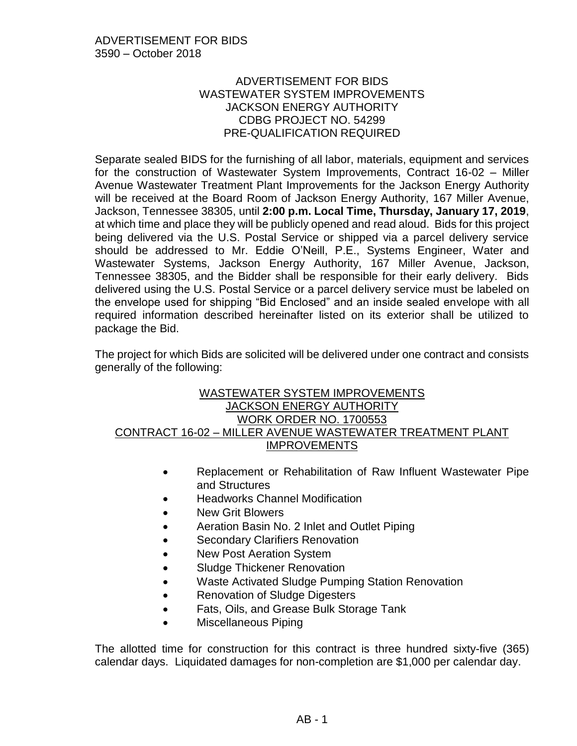# ADVERTISEMENT FOR BIDS
## WASTEWATER SYSTEM IMPROVEMENTS
## JACKSON ENERGY AUTHORITY
## CDBG PROJECT NO. 54299
## PRE-QUALIFICATION REQUIRED

Separate sealed BIDS for the furnishing of all labor, materials, equipment and services for the construction of Wastewater System Improvements, Contract 16-02 – Miller Avenue Wastewater Treatment Plant Improvements for the Jackson Energy Authority will be received at the Board Room of Jackson Energy Authority, 167 Miller Avenue, Jackson, Tennessee 38305, until **2:00 p.m. Local Time, Thursday, January 17, 2019**, at which time and place they will be publicly opened and read aloud. Bids for this project being delivered via the U.S. Postal Service or shipped via a parcel delivery service should be addressed to Mr. Eddie O'Neill, P.E., Systems Engineer, Water and Wastewater Systems, Jackson Energy Authority, 167 Miller Avenue, Jackson, Tennessee 38305, and the Bidder shall be responsible for their early delivery. Bids delivered using the U.S. Postal Service or a parcel delivery service must be labeled on the envelope used for shipping "Bid Enclosed" and an inside sealed envelope with all required information described hereinafter listed on its exterior shall be utilized to package the Bid.

The project for which Bids are solicited will be delivered under one contract and consists generally of the following:

WASTEWATER SYSTEM IMPROVEMENTS
JACKSON ENERGY AUTHORITY
WORK ORDER NO. 1700553
CONTRACT 16-02 – MILLER AVENUE WASTEWATER TREATMENT PLANT IMPROVEMENTS

- Replacement or Rehabilitation of Raw Influent Wastewater Pipe and Structures
- Headworks Channel Modification
- New Grit Blowers
- Aeration Basin No. 2 Inlet and Outlet Piping
- Secondary Clarifiers Renovation
- New Post Aeration System
- Sludge Thickener Renovation
- Waste Activated Sludge Pumping Station Renovation
- Renovation of Sludge Digesters
- Fats, Oils, and Grease Bulk Storage Tank
- Miscellaneous Piping

The allotted time for construction for this contract is three hundred sixty-five (365) calendar days. Liquidated damages for non-completion are $1,000 per calendar day.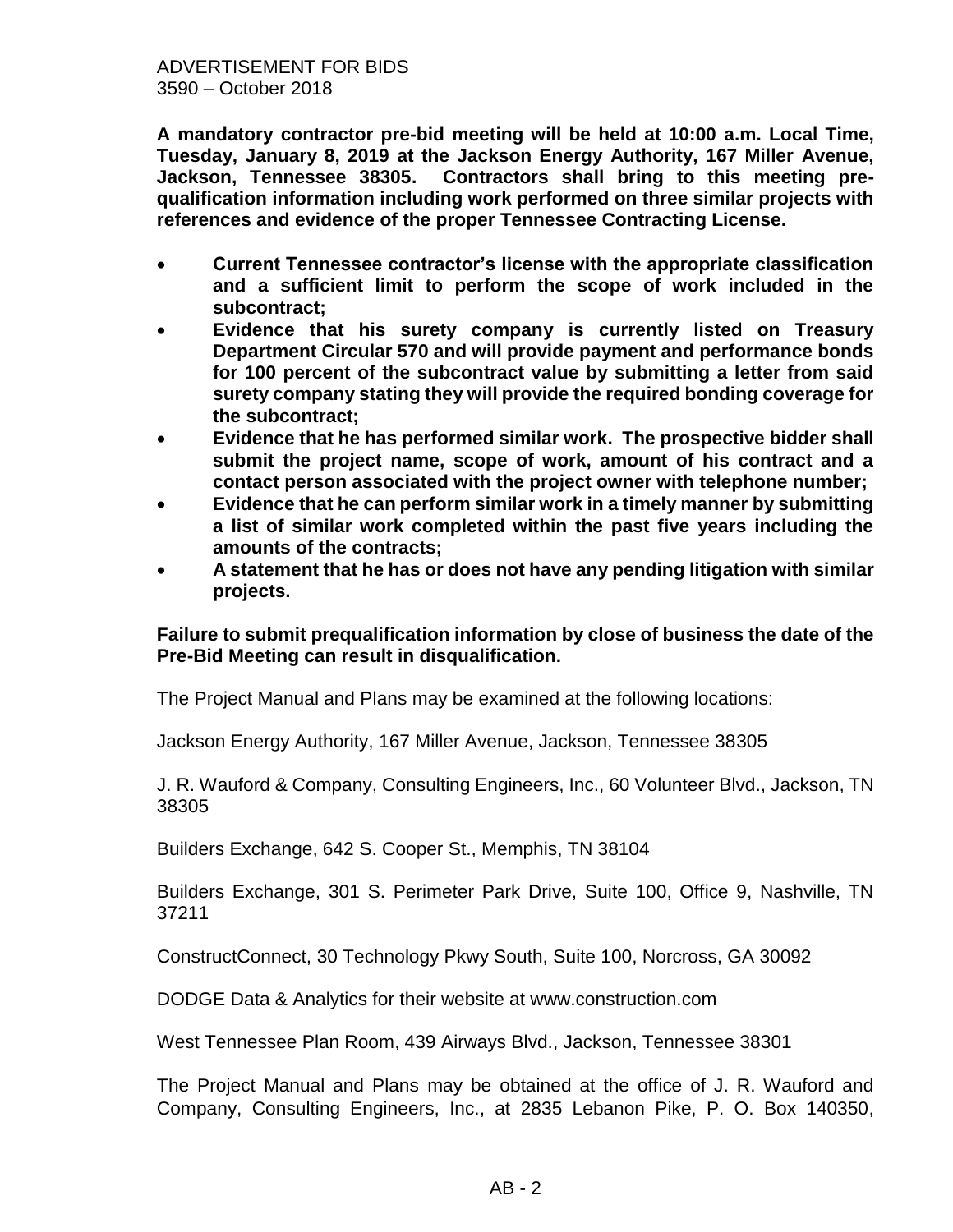**A mandatory contractor pre-bid meeting will be held at 10:00 a.m. Local Time, Tuesday, January 8, 2019 at the Jackson Energy Authority, 167 Miller Avenue, Jackson, Tennessee 38305. Contractors shall bring to this meeting pre-qualification information including work performed on three similar projects with references and evidence of the proper Tennessee Contracting License.**

- **Current Tennessee contractor's license with the appropriate classification and a sufficient limit to perform the scope of work included in the subcontract;**
- **Evidence that his surety company is currently listed on Treasury Department Circular 570 and will provide payment and performance bonds for 100 percent of the subcontract value by submitting a letter from said surety company stating they will provide the required bonding coverage for the subcontract;**
- **Evidence that he has performed similar work. The prospective bidder shall submit the project name, scope of work, amount of his contract and a contact person associated with the project owner with telephone number;**
- **Evidence that he can perform similar work in a timely manner by submitting a list of similar work completed within the past five years including the amounts of the contracts;**
- **A statement that he has or does not have any pending litigation with similar projects.**

**Failure to submit prequalification information by close of business the date of the Pre-Bid Meeting can result in disqualification.**

The Project Manual and Plans may be examined at the following locations:

Jackson Energy Authority, 167 Miller Avenue, Jackson, Tennessee 38305

J. R. Wauford & Company, Consulting Engineers, Inc., 60 Volunteer Blvd., Jackson, TN 38305

Builders Exchange, 642 S. Cooper St., Memphis, TN 38104

Builders Exchange, 301 S. Perimeter Park Drive, Suite 100, Office 9, Nashville, TN 37211

ConstructConnect, 30 Technology Pkwy South, Suite 100, Norcross, GA 30092

DODGE Data & Analytics for their website at www.construction.com

West Tennessee Plan Room, 439 Airways Blvd., Jackson, Tennessee 38301

The Project Manual and Plans may be obtained at the office of J. R. Wauford and Company, Consulting Engineers, Inc., at 2835 Lebanon Pike, P. O. Box 140350,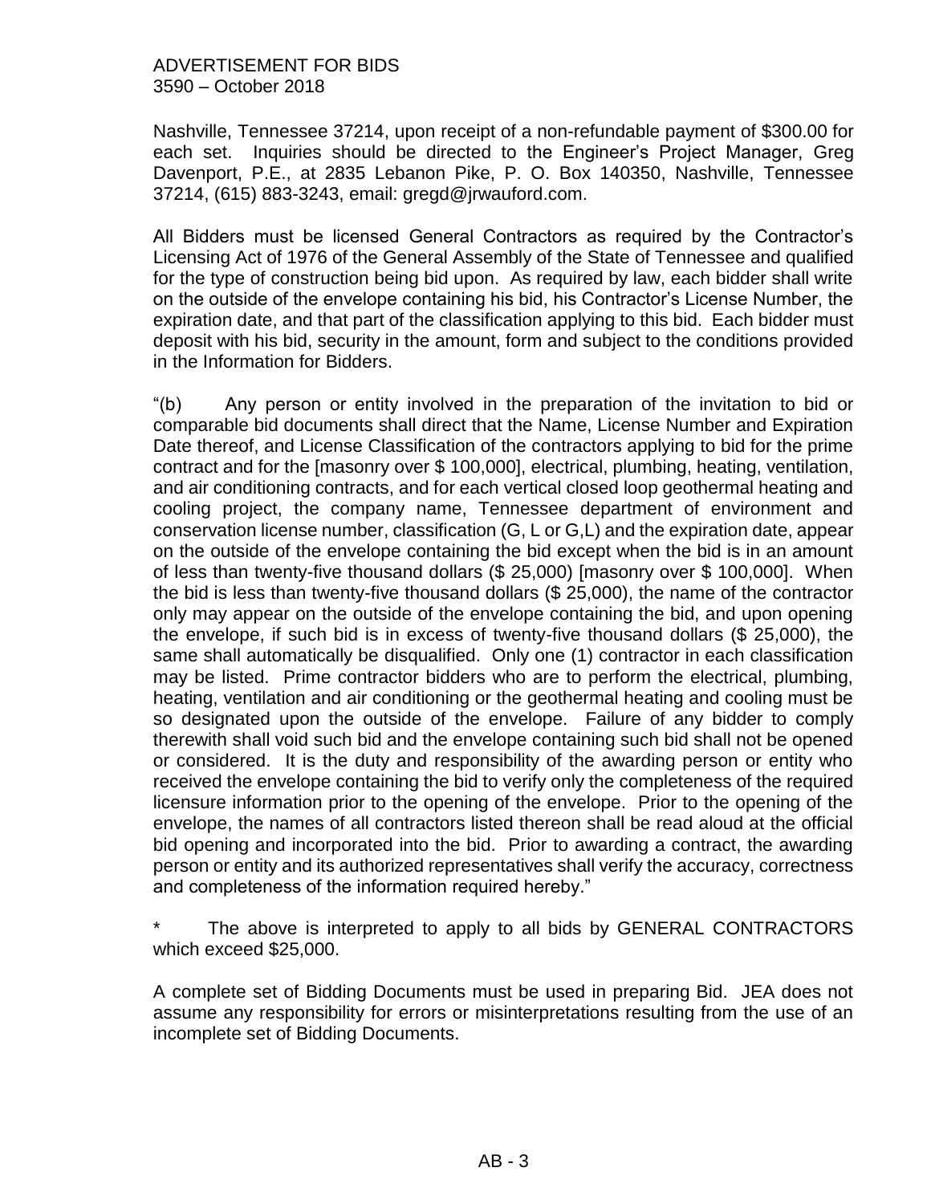Nashville, Tennessee 37214, upon receipt of a non-refundable payment of $300.00 for each set. Inquiries should be directed to the Engineer's Project Manager, Greg Davenport, P.E., at 2835 Lebanon Pike, P. O. Box 140350, Nashville, Tennessee 37214, (615) 883-3243, email: gregd@jrwauford.com.

All Bidders must be licensed General Contractors as required by the Contractor's Licensing Act of 1976 of the General Assembly of the State of Tennessee and qualified for the type of construction being bid upon. As required by law, each bidder shall write on the outside of the envelope containing his bid, his Contractor's License Number, the expiration date, and that part of the classification applying to this bid. Each bidder must deposit with his bid, security in the amount, form and subject to the conditions provided in the Information for Bidders.

"(b) Any person or entity involved in the preparation of the invitation to bid or comparable bid documents shall direct that the Name, License Number and Expiration Date thereof, and License Classification of the contractors applying to bid for the prime contract and for the [masonry over $ 100,000], electrical, plumbing, heating, ventilation, and air conditioning contracts, and for each vertical closed loop geothermal heating and cooling project, the company name, Tennessee department of environment and conservation license number, classification (G, L or G,L) and the expiration date, appear on the outside of the envelope containing the bid except when the bid is in an amount of less than twenty-five thousand dollars ($ 25,000) [masonry over $ 100,000]. When the bid is less than twenty-five thousand dollars ($ 25,000), the name of the contractor only may appear on the outside of the envelope containing the bid, and upon opening the envelope, if such bid is in excess of twenty-five thousand dollars ($ 25,000), the same shall automatically be disqualified. Only one (1) contractor in each classification may be listed. Prime contractor bidders who are to perform the electrical, plumbing, heating, ventilation and air conditioning or the geothermal heating and cooling must be so designated upon the outside of the envelope. Failure of any bidder to comply therewith shall void such bid and the envelope containing such bid shall not be opened or considered. It is the duty and responsibility of the awarding person or entity who received the envelope containing the bid to verify only the completeness of the required licensure information prior to the opening of the envelope. Prior to the opening of the envelope, the names of all contractors listed thereon shall be read aloud at the official bid opening and incorporated into the bid. Prior to awarding a contract, the awarding person or entity and its authorized representatives shall verify the accuracy, correctness and completeness of the information required hereby."

\* The above is interpreted to apply to all bids by GENERAL CONTRACTORS which exceed $25,000.

A complete set of Bidding Documents must be used in preparing Bid. JEA does not assume any responsibility for errors or misinterpretations resulting from the use of an incomplete set of Bidding Documents.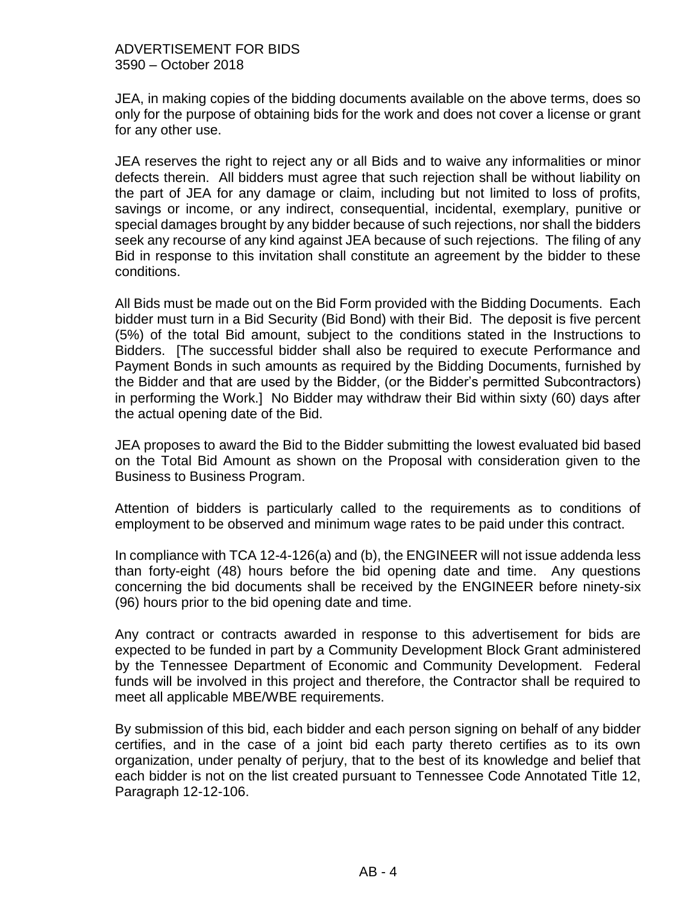JEA, in making copies of the bidding documents available on the above terms, does so only for the purpose of obtaining bids for the work and does not cover a license or grant for any other use.

JEA reserves the right to reject any or all Bids and to waive any informalities or minor defects therein. All bidders must agree that such rejection shall be without liability on the part of JEA for any damage or claim, including but not limited to loss of profits, savings or income, or any indirect, consequential, incidental, exemplary, punitive or special damages brought by any bidder because of such rejections, nor shall the bidders seek any recourse of any kind against JEA because of such rejections. The filing of any Bid in response to this invitation shall constitute an agreement by the bidder to these conditions.

All Bids must be made out on the Bid Form provided with the Bidding Documents. Each bidder must turn in a Bid Security (Bid Bond) with their Bid. The deposit is five percent (5%) of the total Bid amount, subject to the conditions stated in the Instructions to Bidders. [The successful bidder shall also be required to execute Performance and Payment Bonds in such amounts as required by the Bidding Documents, furnished by the Bidder and that are used by the Bidder, (or the Bidder's permitted Subcontractors) in performing the Work.] No Bidder may withdraw their Bid within sixty (60) days after the actual opening date of the Bid.

JEA proposes to award the Bid to the Bidder submitting the lowest evaluated bid based on the Total Bid Amount as shown on the Proposal with consideration given to the Business to Business Program.

Attention of bidders is particularly called to the requirements as to conditions of employment to be observed and minimum wage rates to be paid under this contract.

In compliance with TCA 12-4-126(a) and (b), the ENGINEER will not issue addenda less than forty-eight (48) hours before the bid opening date and time. Any questions concerning the bid documents shall be received by the ENGINEER before ninety-six (96) hours prior to the bid opening date and time.

Any contract or contracts awarded in response to this advertisement for bids are expected to be funded in part by a Community Development Block Grant administered by the Tennessee Department of Economic and Community Development. Federal funds will be involved in this project and therefore, the Contractor shall be required to meet all applicable MBE/WBE requirements.

By submission of this bid, each bidder and each person signing on behalf of any bidder certifies, and in the case of a joint bid each party thereto certifies as to its own organization, under penalty of perjury, that to the best of its knowledge and belief that each bidder is not on the list created pursuant to Tennessee Code Annotated Title 12, Paragraph 12-12-106.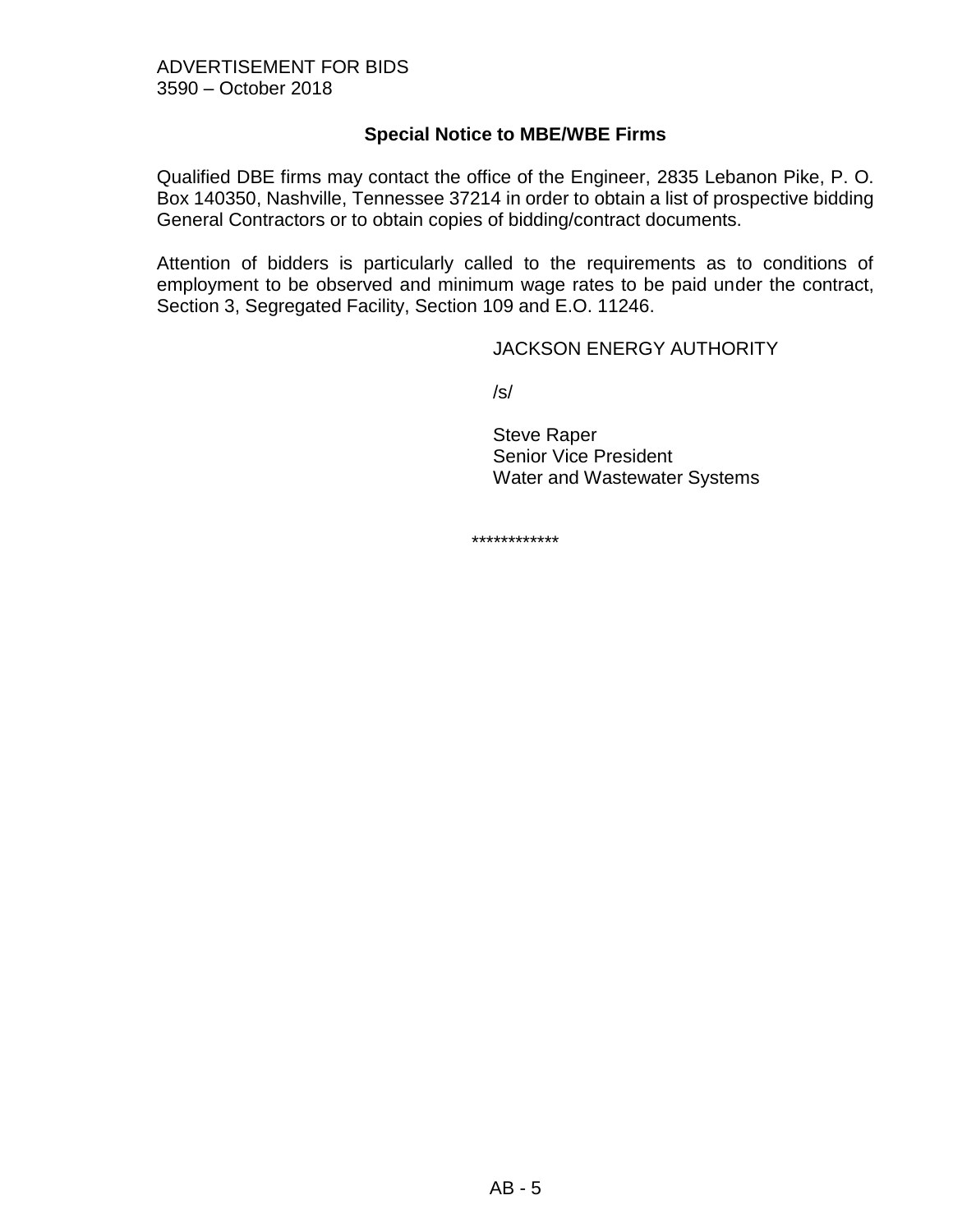**Special Notice to MBE/WBE Firms**

Qualified DBE firms may contact the office of the Engineer, 2835 Lebanon Pike, P. O. Box 140350, Nashville, Tennessee 37214 in order to obtain a list of prospective bidding General Contractors or to obtain copies of bidding/contract documents.

Attention of bidders is particularly called to the requirements as to conditions of employment to be observed and minimum wage rates to be paid under the contract, Section 3, Segregated Facility, Section 109 and E.O. 11246.

JACKSON ENERGY AUTHORITY

/s/

Steve Raper
Senior Vice President
Water and Wastewater Systems

************